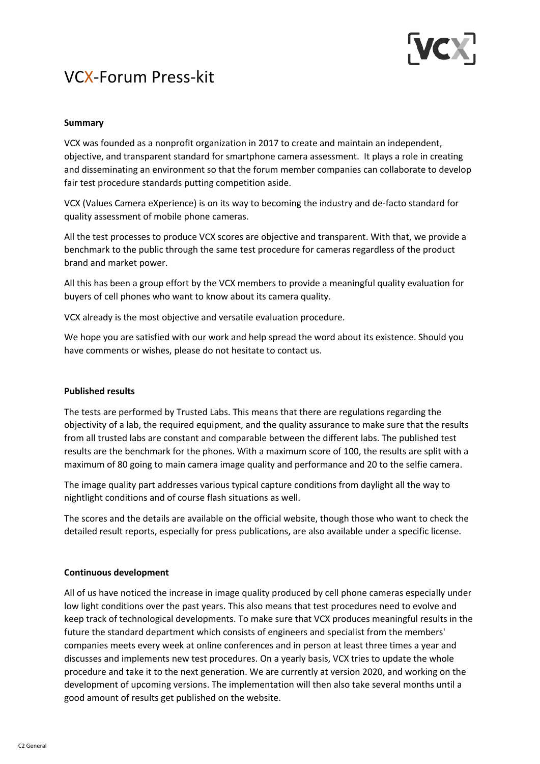# VCX-Forum Press-kit

**Summary**

VCX was founded as a nonprofit organization in 2017 to create and maintain an independent, objective, and transparent standard for smartphone camera assessment. It plays a role in creating and disseminating an environment so that the forum member companies can collaborate to develop fair test procedure standards putting competition aside.

VCX (Values Camera eXperience) is on its way to becoming the industry and de-facto standard for quality assessment of mobile phone cameras.

All the test processes to produce VCX scores are objective and transparent. With that, we provide a benchmark to the public through the same test procedure for cameras regardless of the product brand and market power.

All this has been a group effort by the VCX members to provide a meaningful quality evaluation for buyers of cell phones who want to know about its camera quality.

VCX already is the most objective and versatile evaluation procedure.

We hope you are satisfied with our work and help spread the word about its existence. Should you have comments or wishes, please do not hesitate to contact us.

**Published results**

The tests are performed by Trusted Labs. This means that there are regulations regarding the objectivity of a lab, the required equipment, and the quality assurance to make sure that the results from all trusted labs are constant and comparable between the different labs. The published test results are the benchmark for the phones. With a maximum score of 100, the results are split with a maximum of 80 going to main camera image quality and performance and 20 to the selfie camera.

The image quality part addresses various typical capture conditions from daylight all the way to nightlight conditions and of course flash situations as well.

The scores and the details are available on the official website, though those who want to check the detailed result reports, especially for press publications, are also available under a specific license.

**Continuous development**

All of us have noticed the increase in image quality produced by cell phone cameras especially under low light conditions over the past years. This also means that test procedures need to evolve and keep track of technological developments. To make sure that VCX produces meaningful results in the future the standard department which consists of engineers and specialist from the members' companies meets every week at online conferences and in person at least three times a year and discusses and implements new test procedures. On a yearly basis, VCX tries to update the whole procedure and take it to the next generation. We are currently at version 2020, and working on the development of upcoming versions. The implementation will then also take several months until a good amount of results get published on the website.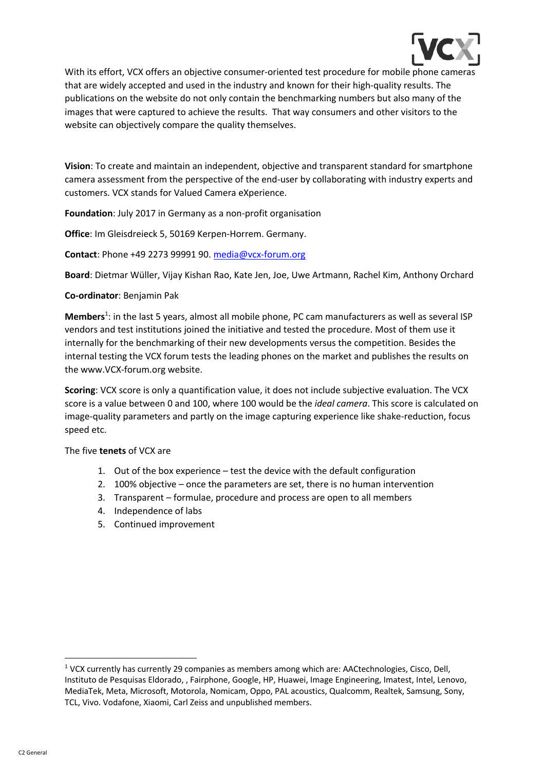With its effort, VCX offers an objective consumer-oriented test procedure for mobile phone cameras that are widely accepted and used in the industry and known for their high-quality results. The publications on the website do not only contain the benchmarking numbers but also many of the images that were captured to achieve the results. That way consumers and other visitors to the website can objectively compare the quality themselves.

**Vision**: To create and maintain an independent, objective and transparent standard for smartphone camera assessment from the perspective of the end-user by collaborating with industry experts and customers. VCX stands for Valued Camera eXperience.

**Foundation**: July 2017 in Germany as a non-profit organisation

**Office**: Im Gleisdreieck 5, 50169 Kerpen-Horrem. Germany.

**Contact**: Phone +49 2273 99991 90. media@vcx-forum.org

**Board**: Dietmar Wüller, Vijay Kishan Rao, Kate Jen, Joe, Uwe Artmann, Rachel Kim, Anthony Orchard

**Co-ordinator**: Benjamin Pak

**Members**[1]: in the last 5 years, almost all mobile phone, PC cam manufacturers as well as several ISP vendors and test institutions joined the initiative and tested the procedure. Most of them use it internally for the benchmarking of their new developments versus the competition. Besides the internal testing the VCX forum tests the leading phones on the market and publishes the results on the www.VCX-forum.org website.

**Scoring**: VCX score is only a quantification value, it does not include subjective evaluation. The VCX score is a value between 0 and 100, where 100 would be the *ideal camera*. This score is calculated on image-quality parameters and partly on the image capturing experience like shake-reduction, focus speed etc.

The five **tenets** of VCX are

1. Out of the box experience – test the device with the default configuration
2. 100% objective – once the parameters are set, there is no human intervention
3. Transparent – formulae, procedure and process are open to all members
4. Independence of labs
5. Continued improvement

[1] VCX currently has currently 29 companies as members among which are: AACtechnologies, Cisco, Dell, Instituto de Pesquisas Eldorado, , Fairphone, Google, HP, Huawei, Image Engineering, Imatest, Intel, Lenovo, MediaTek, Meta, Microsoft, Motorola, Nomicam, Oppo, PAL acoustics, Qualcomm, Realtek, Samsung, Sony, TCL, Vivo. Vodafone, Xiaomi, Carl Zeiss and unpublished members.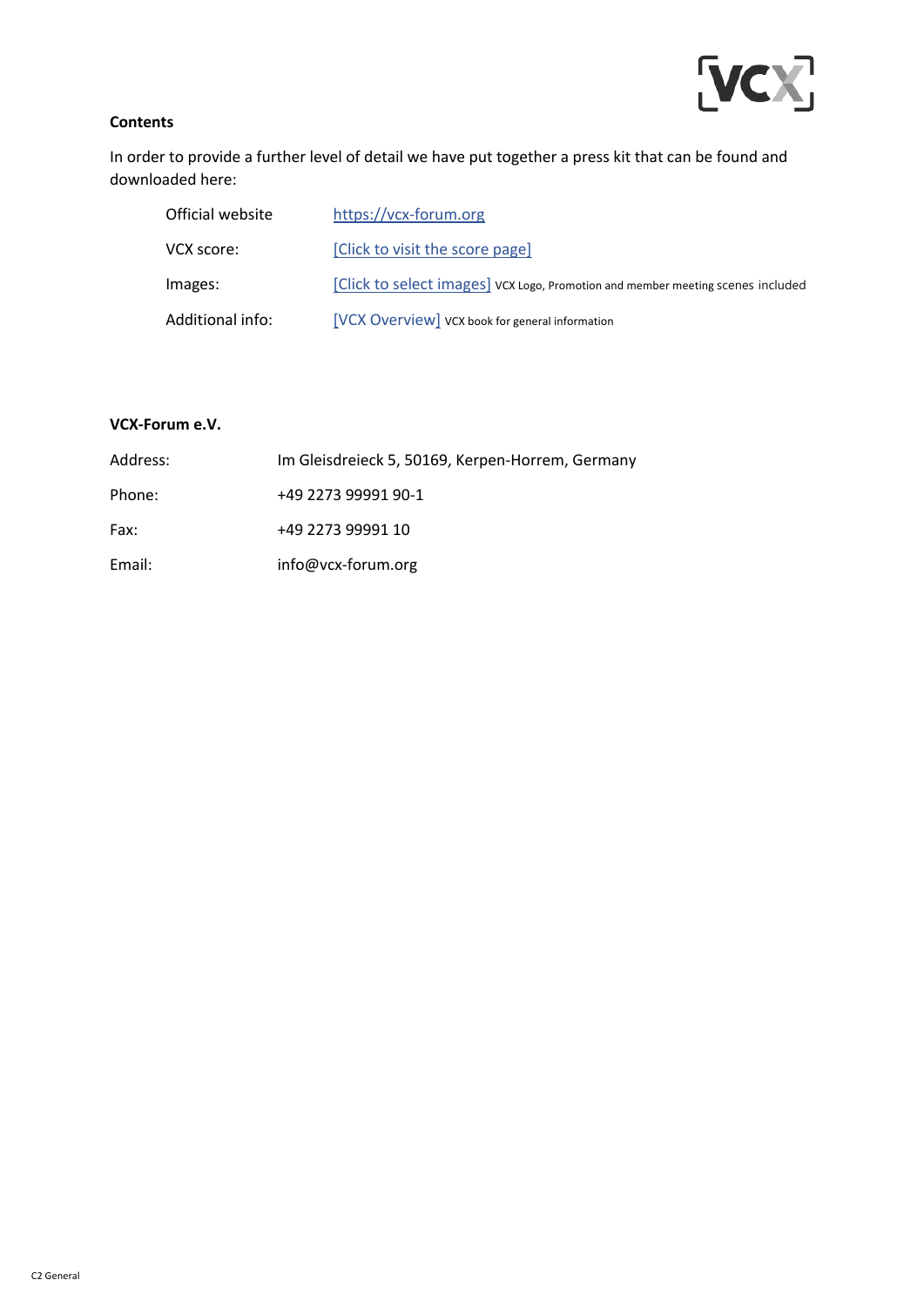**Contents**

In order to provide a further level of detail we have put together a press kit that can be found and downloaded here:

| | |
|---|---|
| Official website | https://vcx-forum.org |
| VCX score: | [Click to visit the score page] |
| Images: | [Click to select images] VCX Logo, Promotion and member meeting scenes included |
| Additional info: | [VCX Overview] VCX book for general information |

**VCX-Forum e.V.**

| | |
|---|---|
| Address: | Im Gleisdreieck 5, 50169, Kerpen-Horrem, Germany |
| Phone: | +49 2273 99991 90-1 |
| Fax: | +49 2273 99991 10 |
| Email: | info@vcx-forum.org |

C2 General